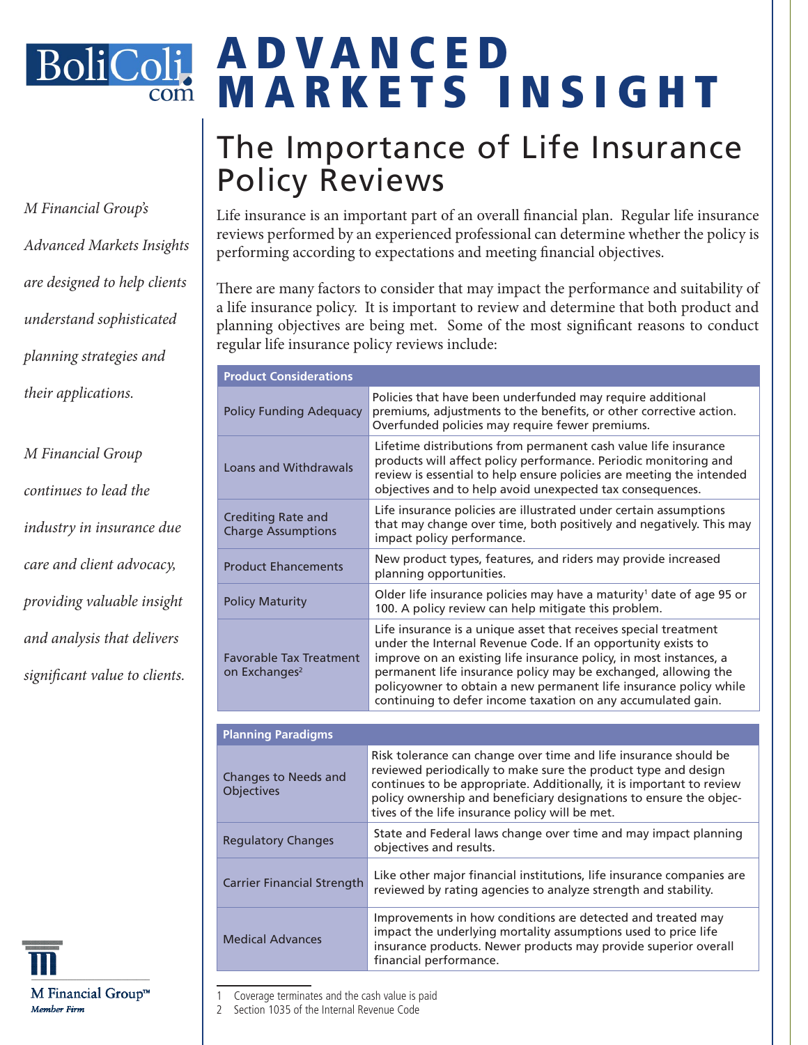# ADVANCED MARKETS INSIGHT

## The Importance of Life Insurance Policy Reviews

*M Financial Group's Advanced Markets Insights are designed to help clients understand sophisticated planning strategies and their applications.*

*M Financial Group continues to lead the industry in insurance due care and client advocacy, providing valuable insight and analysis that delivers significant value to clients.*

Life insurance is an important part of an overall financial plan. Regular life insurance reviews performed by an experienced professional can determine whether the policy is performing according to expectations and meeting financial objectives.

There are many factors to consider that may impact the performance and suitability of a life insurance policy. It is important to review and determine that both product and planning objectives are being met. Some of the most significant reasons to conduct regular life insurance policy reviews include:

| Product Considerations | |
|---|---|
| Policy Funding Adequacy | Policies that have been underfunded may require additional premiums, adjustments to the benefits, or other corrective action. Overfunded policies may require fewer premiums. |
| Loans and Withdrawals | Lifetime distributions from permanent cash value life insurance products will affect policy performance. Periodic monitoring and review is essential to help ensure policies are meeting the intended objectives and to help avoid unexpected tax consequences. |
| Crediting Rate and Charge Assumptions | Life insurance policies are illustrated under certain assumptions that may change over time, both positively and negatively. This may impact policy performance. |
| Product Ehancements | New product types, features, and riders may provide increased planning opportunities. |
| Policy Maturity | Older life insurance policies may have a maturity[1] date of age 95 or 100. A policy review can help mitigate this problem. |
| Favorable Tax Treatment on Exchanges[2] | Life insurance is a unique asset that receives special treatment under the Internal Revenue Code. If an opportunity exists to improve on an existing life insurance policy, in most instances, a permanent life insurance policy may be exchanged, allowing the policyowner to obtain a new permanent life insurance policy while continuing to defer income taxation on any accumulated gain. |

| Planning Paradigms | |
|---|---|
| Changes to Needs and Objectives | Risk tolerance can change over time and life insurance should be reviewed periodically to make sure the product type and design continues to be appropriate. Additionally, it is important to review policy ownership and beneficiary designations to ensure the objectives of the life insurance policy will be met. |
| Regulatory Changes | State and Federal laws change over time and may impact planning objectives and results. |
| Carrier Financial Strength | Like other major financial institutions, life insurance companies are reviewed by rating agencies to analyze strength and stability. |
| Medical Advances | Improvements in how conditions are detected and treated may impact the underlying mortality assumptions used to price life insurance products. Newer products may provide superior overall financial performance. |

1 Coverage terminates and the cash value is paid
2 Section 1035 of the Internal Revenue Code

M Financial Group™ Member Firm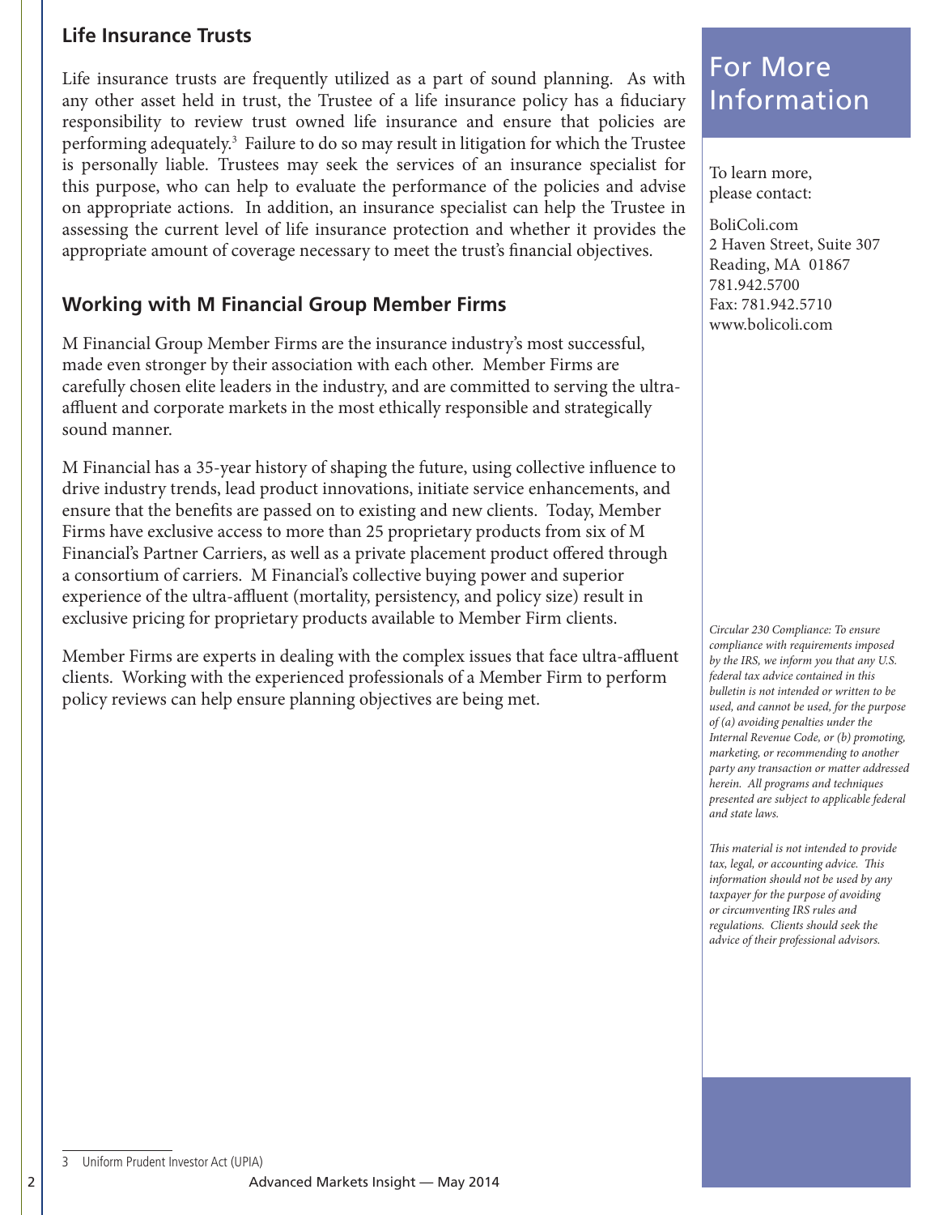## Life Insurance Trusts

Life insurance trusts are frequently utilized as a part of sound planning. As with any other asset held in trust, the Trustee of a life insurance policy has a fiduciary responsibility to review trust owned life insurance and ensure that policies are performing adequately.[3] Failure to do so may result in litigation for which the Trustee is personally liable. Trustees may seek the services of an insurance specialist for this purpose, who can help to evaluate the performance of the policies and advise on appropriate actions. In addition, an insurance specialist can help the Trustee in assessing the current level of life insurance protection and whether it provides the appropriate amount of coverage necessary to meet the trust's financial objectives.

## Working with M Financial Group Member Firms

M Financial Group Member Firms are the insurance industry's most successful, made even stronger by their association with each other. Member Firms are carefully chosen elite leaders in the industry, and are committed to serving the ultra-affluent and corporate markets in the most ethically responsible and strategically sound manner.

M Financial has a 35-year history of shaping the future, using collective influence to drive industry trends, lead product innovations, initiate service enhancements, and ensure that the benefits are passed on to existing and new clients. Today, Member Firms have exclusive access to more than 25 proprietary products from six of M Financial's Partner Carriers, as well as a private placement product offered through a consortium of carriers. M Financial's collective buying power and superior experience of the ultra-affluent (mortality, persistency, and policy size) result in exclusive pricing for proprietary products available to Member Firm clients.

Member Firms are experts in dealing with the complex issues that face ultra-affluent clients. Working with the experienced professionals of a Member Firm to perform policy reviews can help ensure planning objectives are being met.

3 Uniform Prudent Investor Act (UPIA)

## For More Information

To learn more, please contact:

BoliColi.com
2 Haven Street, Suite 307
Reading, MA 01867
781.942.5700
Fax: 781.942.5710
www.bolicoli.com

*Circular 230 Compliance: To ensure compliance with requirements imposed by the IRS, we inform you that any U.S. federal tax advice contained in this bulletin is not intended or written to be used, and cannot be used, for the purpose of (a) avoiding penalties under the Internal Revenue Code, or (b) promoting, marketing, or recommending to another party any transaction or matter addressed herein. All programs and techniques presented are subject to applicable federal and state laws.*

*This material is not intended to provide tax, legal, or accounting advice. This information should not be used by any taxpayer for the purpose of avoiding or circumventing IRS rules and regulations. Clients should seek the advice of their professional advisors.*